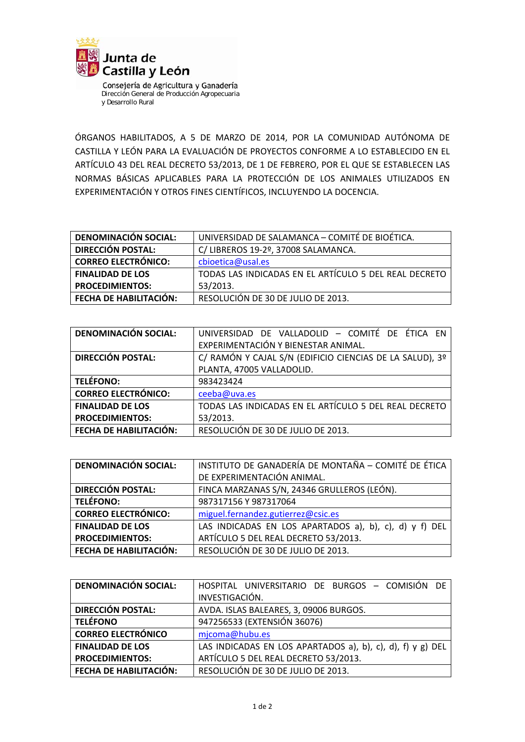Junta de Castilla y León

Consejería de Agricultura y Ganadería
Dirección General de Producción Agropecuaria
y Desarrollo Rural

ÓRGANOS HABILITADOS, A 5 DE MARZO DE 2014, POR LA COMUNIDAD AUTÓNOMA DE CASTILLA Y LEÓN PARA LA EVALUACIÓN DE PROYECTOS CONFORME A LO ESTABLECIDO EN EL ARTÍCULO 43 DEL REAL DECRETO 53/2013, DE 1 DE FEBRERO, POR EL QUE SE ESTABLECEN LAS NORMAS BÁSICAS APLICABLES PARA LA PROTECCIÓN DE LOS ANIMALES UTILIZADOS EN EXPERIMENTACIÓN Y OTROS FINES CIENTÍFICOS, INCLUYENDO LA DOCENCIA.

| **DENOMINACIÓN SOCIAL:** | UNIVERSIDAD DE SALAMANCA – COMITÉ DE BIOÉTICA. |
|---|---|
| **DIRECCIÓN POSTAL:** | C/ LIBREROS 19-2º, 37008 SALAMANCA. |
| **CORREO ELECTRÓNICO:** | cbioetica@usal.es |
| **FINALIDAD DE LOS PROCEDIMIENTOS:** | TODAS LAS INDICADAS EN EL ARTÍCULO 5 DEL REAL DECRETO 53/2013. |
| **FECHA DE HABILITACIÓN:** | RESOLUCIÓN DE 30 DE JULIO DE 2013. |

| **DENOMINACIÓN SOCIAL:** | UNIVERSIDAD DE VALLADOLID – COMITÉ DE ÉTICA EN EXPERIMENTACIÓN Y BIENESTAR ANIMAL. |
|---|---|
| **DIRECCIÓN POSTAL:** | C/ RAMÓN Y CAJAL S/N (EDIFICIO CIENCIAS DE LA SALUD), 3º PLANTA, 47005 VALLADOLID. |
| **TELÉFONO:** | 983423424 |
| **CORREO ELECTRÓNICO:** | ceeba@uva.es |
| **FINALIDAD DE LOS PROCEDIMIENTOS:** | TODAS LAS INDICADAS EN EL ARTÍCULO 5 DEL REAL DECRETO 53/2013. |
| **FECHA DE HABILITACIÓN:** | RESOLUCIÓN DE 30 DE JULIO DE 2013. |

| **DENOMINACIÓN SOCIAL:** | INSTITUTO DE GANADERÍA DE MONTAÑA – COMITÉ DE ÉTICA DE EXPERIMENTACIÓN ANIMAL. |
|---|---|
| **DIRECCIÓN POSTAL:** | FINCA MARZANAS S/N, 24346 GRULLEROS (LEÓN). |
| **TELÉFONO:** | 987317156 Y 987317064 |
| **CORREO ELECTRÓNICO:** | miguel.fernandez.gutierrez@csic.es |
| **FINALIDAD DE LOS PROCEDIMIENTOS:** | LAS INDICADAS EN LOS APARTADOS a), b), c), d) y f) DEL ARTÍCULO 5 DEL REAL DECRETO 53/2013. |
| **FECHA DE HABILITACIÓN:** | RESOLUCIÓN DE 30 DE JULIO DE 2013. |

| **DENOMINACIÓN SOCIAL:** | HOSPITAL UNIVERSITARIO DE BURGOS – COMISIÓN DE INVESTIGACIÓN. |
|---|---|
| **DIRECCIÓN POSTAL:** | AVDA. ISLAS BALEARES, 3, 09006 BURGOS. |
| **TELÉFONO** | 947256533 (EXTENSIÓN 36076) |
| **CORREO ELECTRÓNICO** | mjcoma@hubu.es |
| **FINALIDAD DE LOS PROCEDIMIENTOS:** | LAS INDICADAS EN LOS APARTADOS a), b), c), d), f) y g) DEL ARTÍCULO 5 DEL REAL DECRETO 53/2013. |
| **FECHA DE HABILITACIÓN:** | RESOLUCIÓN DE 30 DE JULIO DE 2013. |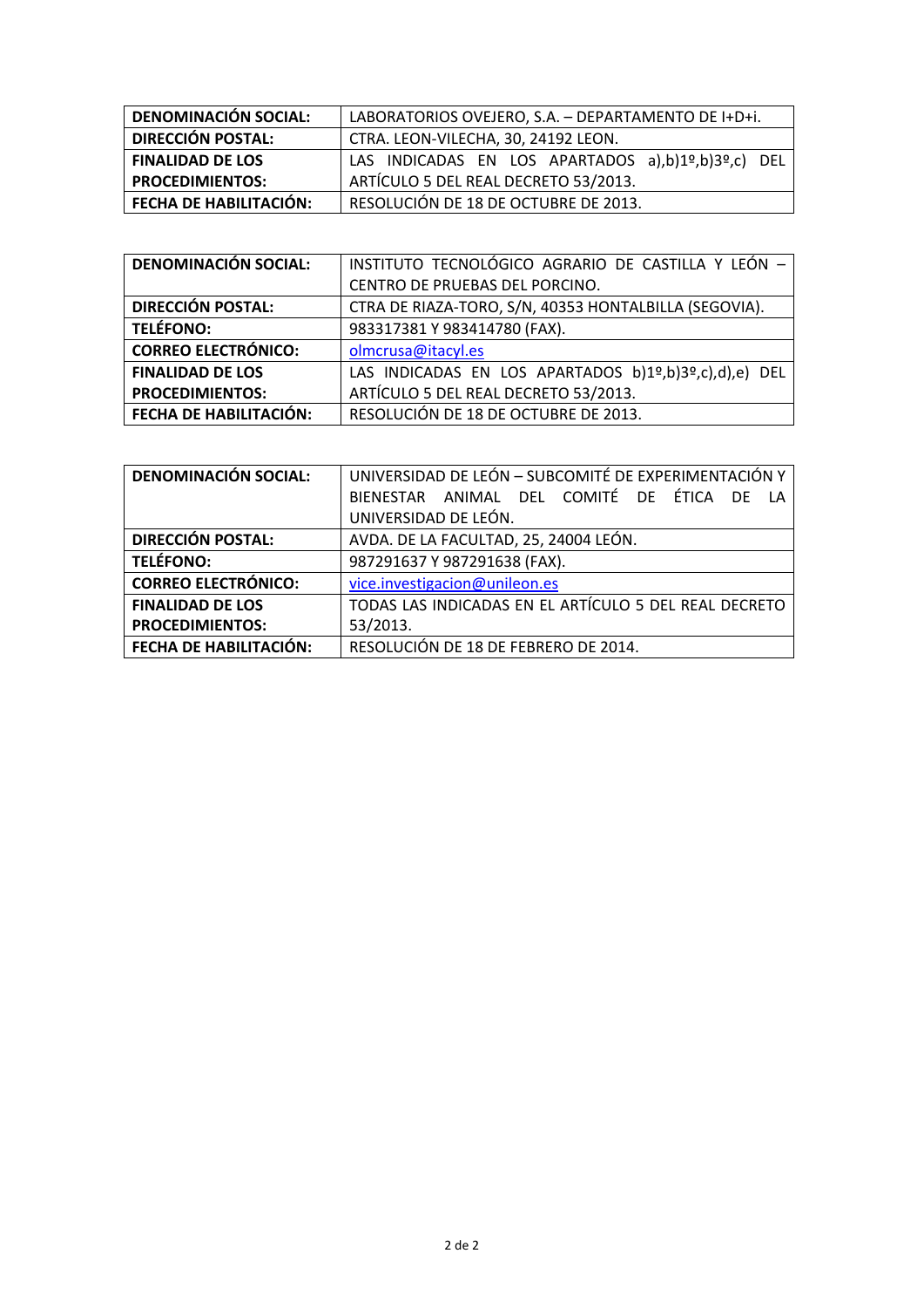| | |
|---|---|
| **DENOMINACIÓN SOCIAL:** | LABORATORIOS OVEJERO, S.A. – DEPARTAMENTO DE I+D+i. |
| **DIRECCIÓN POSTAL:** | CTRA. LEON-VILECHA, 30, 24192 LEON. |
| **FINALIDAD DE LOS PROCEDIMIENTOS:** | LAS INDICADAS EN LOS APARTADOS a),b)1º,b)3º,c) DEL ARTÍCULO 5 DEL REAL DECRETO 53/2013. |
| **FECHA DE HABILITACIÓN:** | RESOLUCIÓN DE 18 DE OCTUBRE DE 2013. |

| | |
|---|---|
| **DENOMINACIÓN SOCIAL:** | INSTITUTO TECNOLÓGICO AGRARIO DE CASTILLA Y LEÓN – CENTRO DE PRUEBAS DEL PORCINO. |
| **DIRECCIÓN POSTAL:** | CTRA DE RIAZA-TORO, S/N, 40353 HONTALBILLA (SEGOVIA). |
| **TELÉFONO:** | 983317381 Y 983414780 (FAX). |
| **CORREO ELECTRÓNICO:** | olmcrusa@itacyl.es |
| **FINALIDAD DE LOS PROCEDIMIENTOS:** | LAS INDICADAS EN LOS APARTADOS b)1º,b)3º,c),d),e) DEL ARTÍCULO 5 DEL REAL DECRETO 53/2013. |
| **FECHA DE HABILITACIÓN:** | RESOLUCIÓN DE 18 DE OCTUBRE DE 2013. |

| | |
|---|---|
| **DENOMINACIÓN SOCIAL:** | UNIVERSIDAD DE LEÓN – SUBCOMITÉ DE EXPERIMENTACIÓN Y BIENESTAR ANIMAL DEL COMITÉ DE ÉTICA DE LA UNIVERSIDAD DE LEÓN. |
| **DIRECCIÓN POSTAL:** | AVDA. DE LA FACULTAD, 25, 24004 LEÓN. |
| **TELÉFONO:** | 987291637 Y 987291638 (FAX). |
| **CORREO ELECTRÓNICO:** | vice.investigacion@unileon.es |
| **FINALIDAD DE LOS PROCEDIMIENTOS:** | TODAS LAS INDICADAS EN EL ARTÍCULO 5 DEL REAL DECRETO 53/2013. |
| **FECHA DE HABILITACIÓN:** | RESOLUCIÓN DE 18 DE FEBRERO DE 2014. |